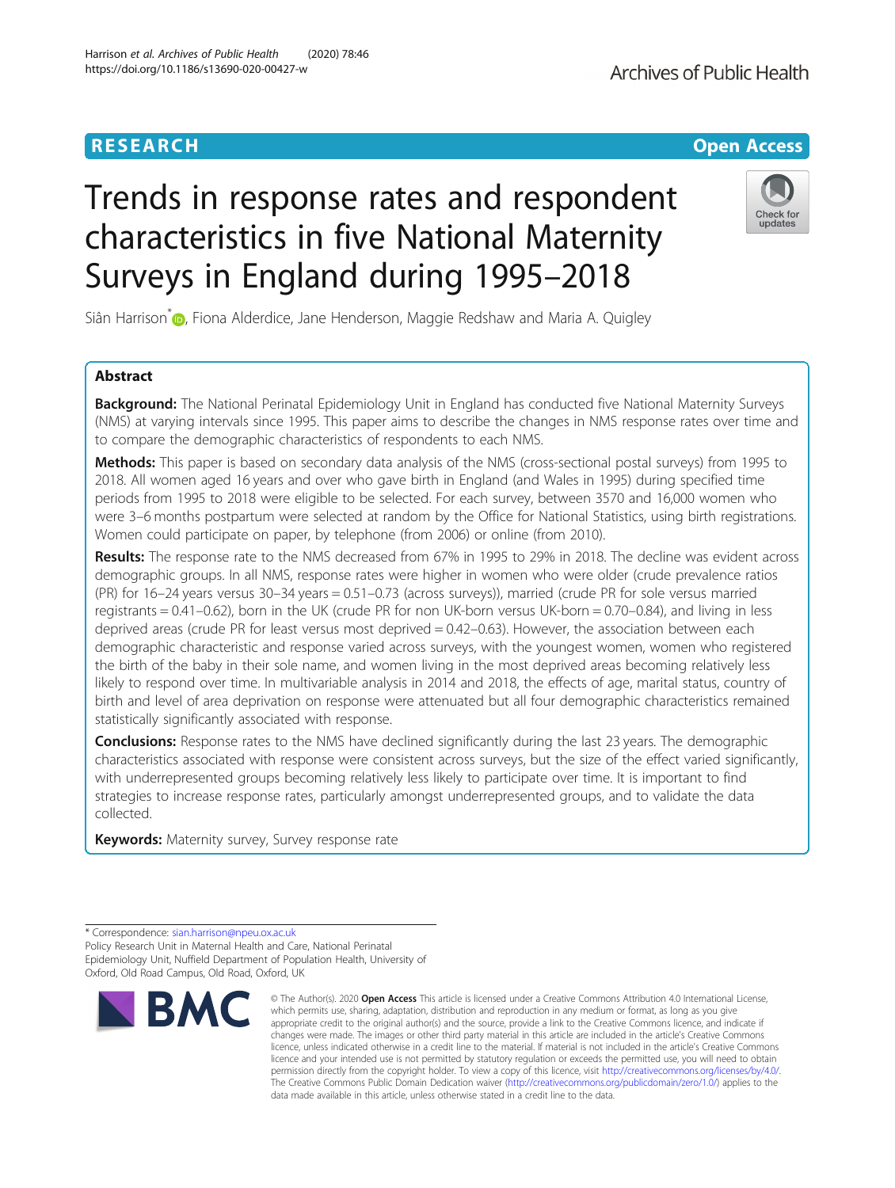RESEARCH

Open Access

# Trends in response rates and respondent characteristics in five National Maternity Surveys in England during 1995–2018

Siân Harrison*, Fiona Alderdice, Jane Henderson, Maggie Redshaw and Maria A. Quigley

## Abstract

**Background:** The National Perinatal Epidemiology Unit in England has conducted five National Maternity Surveys (NMS) at varying intervals since 1995. This paper aims to describe the changes in NMS response rates over time and to compare the demographic characteristics of respondents to each NMS.

**Methods:** This paper is based on secondary data analysis of the NMS (cross-sectional postal surveys) from 1995 to 2018. All women aged 16 years and over who gave birth in England (and Wales in 1995) during specified time periods from 1995 to 2018 were eligible to be selected. For each survey, between 3570 and 16,000 women who were 3–6 months postpartum were selected at random by the Office for National Statistics, using birth registrations. Women could participate on paper, by telephone (from 2006) or online (from 2010).

**Results:** The response rate to the NMS decreased from 67% in 1995 to 29% in 2018. The decline was evident across demographic groups. In all NMS, response rates were higher in women who were older (crude prevalence ratios (PR) for 16–24 years versus 30–34 years = 0.51–0.73 (across surveys)), married (crude PR for sole versus married registrants = 0.41–0.62), born in the UK (crude PR for non UK-born versus UK-born = 0.70–0.84), and living in less deprived areas (crude PR for least versus most deprived = 0.42–0.63). However, the association between each demographic characteristic and response varied across surveys, with the youngest women, women who registered the birth of the baby in their sole name, and women living in the most deprived areas becoming relatively less likely to respond over time. In multivariable analysis in 2014 and 2018, the effects of age, marital status, country of birth and level of area deprivation on response were attenuated but all four demographic characteristics remained statistically significantly associated with response.

**Conclusions:** Response rates to the NMS have declined significantly during the last 23 years. The demographic characteristics associated with response were consistent across surveys, but the size of the effect varied significantly, with underrepresented groups becoming relatively less likely to participate over time. It is important to find strategies to increase response rates, particularly amongst underrepresented groups, and to validate the data collected.

**Keywords:** Maternity survey, Survey response rate

\* Correspondence: sian.harrison@npeu.ox.ac.uk
Policy Research Unit in Maternal Health and Care, National Perinatal Epidemiology Unit, Nuffield Department of Population Health, University of Oxford, Old Road Campus, Old Road, Oxford, UK

© The Author(s). 2020 **Open Access** This article is licensed under a Creative Commons Attribution 4.0 International License, which permits use, sharing, adaptation, distribution and reproduction in any medium or format, as long as you give appropriate credit to the original author(s) and the source, provide a link to the Creative Commons licence, and indicate if changes were made. The images or other third party material in this article are included in the article's Creative Commons licence, unless indicated otherwise in a credit line to the material. If material is not included in the article's Creative Commons licence and your intended use is not permitted by statutory regulation or exceeds the permitted use, you will need to obtain permission directly from the copyright holder. To view a copy of this licence, visit http://creativecommons.org/licenses/by/4.0/. The Creative Commons Public Domain Dedication waiver (http://creativecommons.org/publicdomain/zero/1.0/) applies to the data made available in this article, unless otherwise stated in a credit line to the data.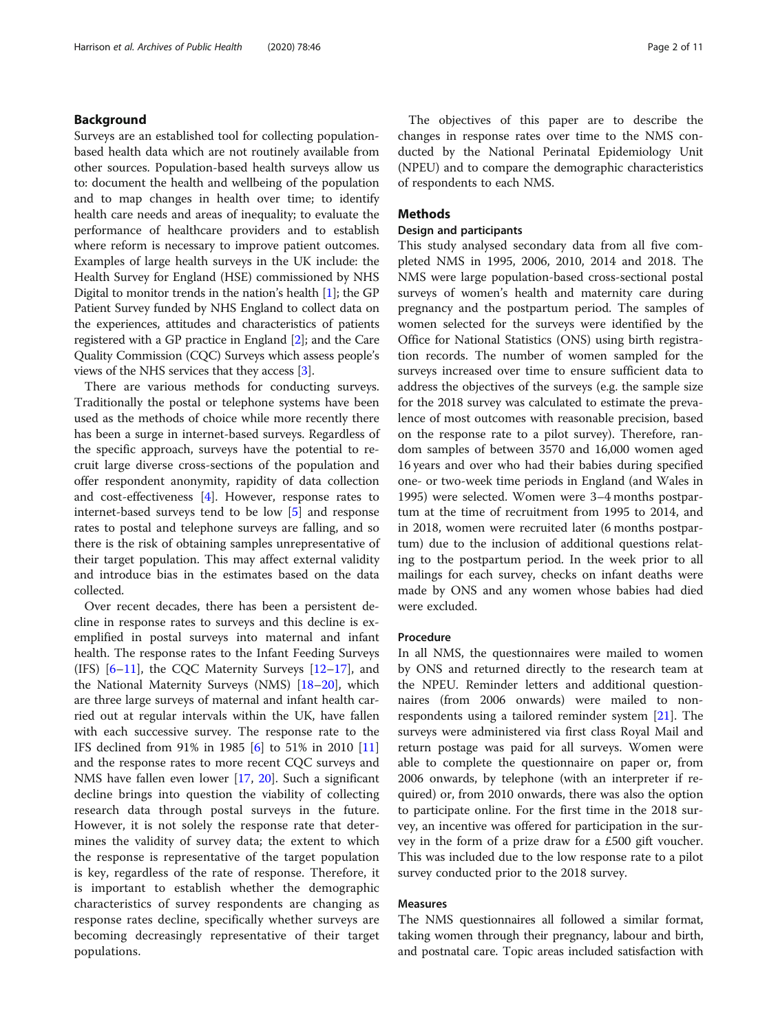## Background

Surveys are an established tool for collecting population-based health data which are not routinely available from other sources. Population-based health surveys allow us to: document the health and wellbeing of the population and to map changes in health over time; to identify health care needs and areas of inequality; to evaluate the performance of healthcare providers and to establish where reform is necessary to improve patient outcomes. Examples of large health surveys in the UK include: the Health Survey for England (HSE) commissioned by NHS Digital to monitor trends in the nation's health [1]; the GP Patient Survey funded by NHS England to collect data on the experiences, attitudes and characteristics of patients registered with a GP practice in England [2]; and the Care Quality Commission (CQC) Surveys which assess people's views of the NHS services that they access [3].

There are various methods for conducting surveys. Traditionally the postal or telephone systems have been used as the methods of choice while more recently there has been a surge in internet-based surveys. Regardless of the specific approach, surveys have the potential to recruit large diverse cross-sections of the population and offer respondent anonymity, rapidity of data collection and cost-effectiveness [4]. However, response rates to internet-based surveys tend to be low [5] and response rates to postal and telephone surveys are falling, and so there is the risk of obtaining samples unrepresentative of their target population. This may affect external validity and introduce bias in the estimates based on the data collected.

Over recent decades, there has been a persistent decline in response rates to surveys and this decline is exemplified in postal surveys into maternal and infant health. The response rates to the Infant Feeding Surveys (IFS) [6–11], the CQC Maternity Surveys [12–17], and the National Maternity Surveys (NMS) [18–20], which are three large surveys of maternal and infant health carried out at regular intervals within the UK, have fallen with each successive survey. The response rate to the IFS declined from 91% in 1985 [6] to 51% in 2010 [11] and the response rates to more recent CQC surveys and NMS have fallen even lower [17, 20]. Such a significant decline brings into question the viability of collecting research data through postal surveys in the future. However, it is not solely the response rate that determines the validity of survey data; the extent to which the response is representative of the target population is key, regardless of the rate of response. Therefore, it is important to establish whether the demographic characteristics of survey respondents are changing as response rates decline, specifically whether surveys are becoming decreasingly representative of their target populations.

The objectives of this paper are to describe the changes in response rates over time to the NMS conducted by the National Perinatal Epidemiology Unit (NPEU) and to compare the demographic characteristics of respondents to each NMS.

## Methods

### Design and participants

This study analysed secondary data from all five completed NMS in 1995, 2006, 2010, 2014 and 2018. The NMS were large population-based cross-sectional postal surveys of women's health and maternity care during pregnancy and the postpartum period. The samples of women selected for the surveys were identified by the Office for National Statistics (ONS) using birth registration records. The number of women sampled for the surveys increased over time to ensure sufficient data to address the objectives of the surveys (e.g. the sample size for the 2018 survey was calculated to estimate the prevalence of most outcomes with reasonable precision, based on the response rate to a pilot survey). Therefore, random samples of between 3570 and 16,000 women aged 16 years and over who had their babies during specified one- or two-week time periods in England (and Wales in 1995) were selected. Women were 3–4 months postpartum at the time of recruitment from 1995 to 2014, and in 2018, women were recruited later (6 months postpartum) due to the inclusion of additional questions relating to the postpartum period. In the week prior to all mailings for each survey, checks on infant deaths were made by ONS and any women whose babies had died were excluded.

### Procedure

In all NMS, the questionnaires were mailed to women by ONS and returned directly to the research team at the NPEU. Reminder letters and additional questionnaires (from 2006 onwards) were mailed to non-respondents using a tailored reminder system [21]. The surveys were administered via first class Royal Mail and return postage was paid for all surveys. Women were able to complete the questionnaire on paper or, from 2006 onwards, by telephone (with an interpreter if required) or, from 2010 onwards, there was also the option to participate online. For the first time in the 2018 survey, an incentive was offered for participation in the survey in the form of a prize draw for a £500 gift voucher. This was included due to the low response rate to a pilot survey conducted prior to the 2018 survey.

### Measures

The NMS questionnaires all followed a similar format, taking women through their pregnancy, labour and birth, and postnatal care. Topic areas included satisfaction with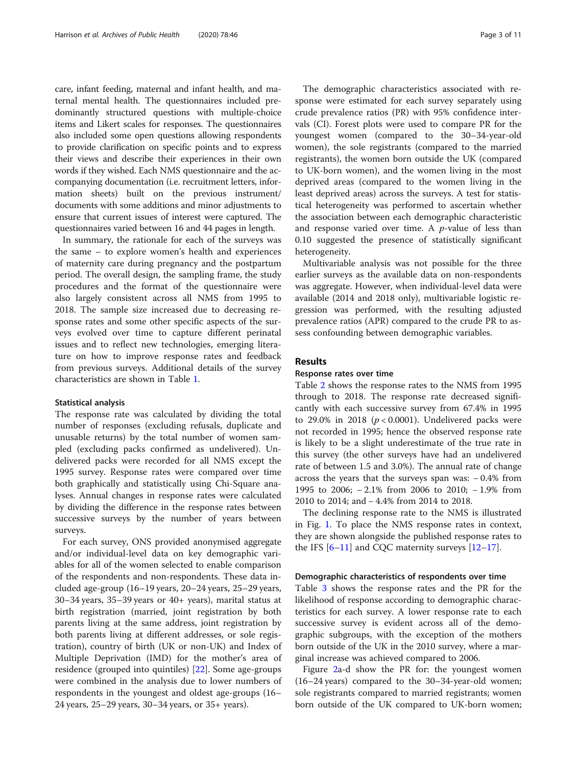care, infant feeding, maternal and infant health, and maternal mental health. The questionnaires included predominantly structured questions with multiple-choice items and Likert scales for responses. The questionnaires also included some open questions allowing respondents to provide clarification on specific points and to express their views and describe their experiences in their own words if they wished. Each NMS questionnaire and the accompanying documentation (i.e. recruitment letters, information sheets) built on the previous instrument/documents with some additions and minor adjustments to ensure that current issues of interest were captured. The questionnaires varied between 16 and 44 pages in length.

In summary, the rationale for each of the surveys was the same – to explore women's health and experiences of maternity care during pregnancy and the postpartum period. The overall design, the sampling frame, the study procedures and the format of the questionnaire were also largely consistent across all NMS from 1995 to 2018. The sample size increased due to decreasing response rates and some other specific aspects of the surveys evolved over time to capture different perinatal issues and to reflect new technologies, emerging literature on how to improve response rates and feedback from previous surveys. Additional details of the survey characteristics are shown in Table 1.

### Statistical analysis

The response rate was calculated by dividing the total number of responses (excluding refusals, duplicate and unusable returns) by the total number of women sampled (excluding packs confirmed as undelivered). Undelivered packs were recorded for all NMS except the 1995 survey. Response rates were compared over time both graphically and statistically using Chi-Square analyses. Annual changes in response rates were calculated by dividing the difference in the response rates between successive surveys by the number of years between surveys.

For each survey, ONS provided anonymised aggregate and/or individual-level data on key demographic variables for all of the women selected to enable comparison of the respondents and non-respondents. These data included age-group (16–19 years, 20–24 years, 25–29 years, 30–34 years, 35–39 years or 40+ years), marital status at birth registration (married, joint registration by both parents living at the same address, joint registration by both parents living at different addresses, or sole registration), country of birth (UK or non-UK) and Index of Multiple Deprivation (IMD) for the mother's area of residence (grouped into quintiles) [22]. Some age-groups were combined in the analysis due to lower numbers of respondents in the youngest and oldest age-groups (16–24 years, 25–29 years, 30–34 years, or 35+ years).

The demographic characteristics associated with response were estimated for each survey separately using crude prevalence ratios (PR) with 95% confidence intervals (CI). Forest plots were used to compare PR for the youngest women (compared to the 30–34-year-old women), the sole registrants (compared to the married registrants), the women born outside the UK (compared to UK-born women), and the women living in the most deprived areas (compared to the women living in the least deprived areas) across the surveys. A test for statistical heterogeneity was performed to ascertain whether the association between each demographic characteristic and response varied over time. A *p*-value of less than 0.10 suggested the presence of statistically significant heterogeneity.

Multivariable analysis was not possible for the three earlier surveys as the available data on non-respondents was aggregate. However, when individual-level data were available (2014 and 2018 only), multivariable logistic regression was performed, with the resulting adjusted prevalence ratios (APR) compared to the crude PR to assess confounding between demographic variables.

## Results

### Response rates over time

Table 2 shows the response rates to the NMS from 1995 through to 2018. The response rate decreased significantly with each successive survey from 67.4% in 1995 to 29.0% in 2018 ($p < 0.0001$). Undelivered packs were not recorded in 1995; hence the observed response rate is likely to be a slight underestimate of the true rate in this survey (the other surveys have had an undelivered rate of between 1.5 and 3.0%). The annual rate of change across the years that the surveys span was: − 0.4% from 1995 to 2006; − 2.1% from 2006 to 2010; − 1.9% from 2010 to 2014; and − 4.4% from 2014 to 2018.

The declining response rate to the NMS is illustrated in Fig. 1. To place the NMS response rates in context, they are shown alongside the published response rates to the IFS [6–11] and CQC maternity surveys [12–17].

### Demographic characteristics of respondents over time

Table 3 shows the response rates and the PR for the likelihood of response according to demographic characteristics for each survey. A lower response rate to each successive survey is evident across all of the demographic subgroups, with the exception of the mothers born outside of the UK in the 2010 survey, where a marginal increase was achieved compared to 2006.

Figure 2a-d show the PR for: the youngest women (16–24 years) compared to the 30–34-year-old women; sole registrants compared to married registrants; women born outside of the UK compared to UK-born women;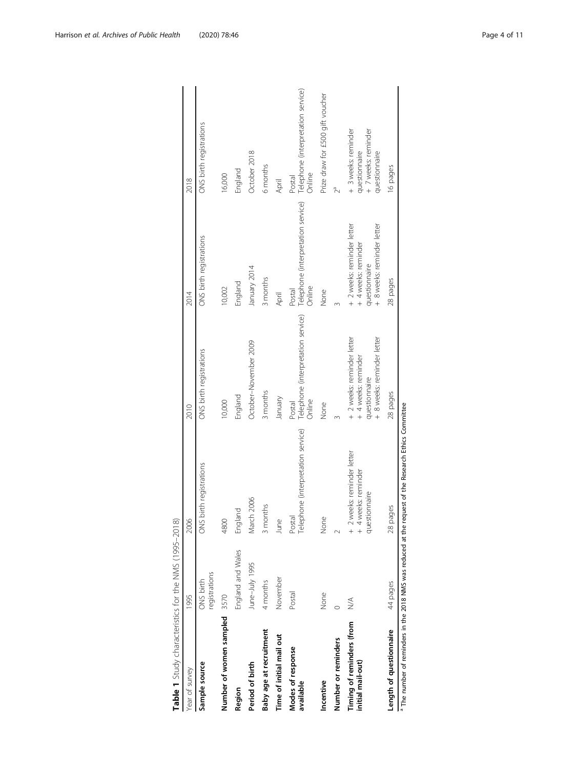**Table 1** Study characteristics for the NMS (1995–2018)

| Year of survey | 1995 | 2006 | 2010 | 2014 | 2018 |
|---|---|---|---|---|---|
| **Sample source** | ONS birth registrations | ONS birth registrations | ONS birth registrations | ONS birth registrations | ONS birth registrations |
| **Number of women sampled** | 3570 | 4800 | 10,000 | 10,002 | 16,000 |
| **Region** | England and Wales | England | England | England | England |
| **Period of birth** | June–July 1995 | March 2006 | October–November 2009 | January 2014 | October 2018 |
| **Baby age at recruitment** | 4 months | 3 months | 3 months | 3 months | 6 months |
| **Time of initial mail out** | November | June | January | April | April |
| **Modes of response available** | Postal | Postal<br>Telephone (interpretation service) | Postal<br>Telephone (interpretation service)<br>Online | Postal<br>Telephone (interpretation service)<br>Online | Postal<br>Telephone (interpretation service)<br>Online |
| **Incentive** | None | None | None | None | Prize draw for £500 gift voucher |
| **Number or reminders** | 0 | 2 | 3 | 3 | 2[a] |
| **Timing of reminders (from initial mail-out)** | N/A | + 2 weeks: reminder letter<br>+ 4 weeks: reminder questionnaire | + 2 weeks: reminder letter<br>+ 4 weeks: reminder questionnaire<br>+ 8 weeks: reminder letter | + 2 weeks: reminder letter<br>+ 4 weeks: reminder questionnaire<br>+ 8 weeks: reminder letter | + 3 weeks: reminder questionnaire<br>+ 7 weeks: reminder questionnaire |
| **Length of questionnaire** | 44 pages | 28 pages | 28 pages | 28 pages | 16 pages |

[a] The number of reminders in the 2018 NMS was reduced at the request of the Research Ethics Committee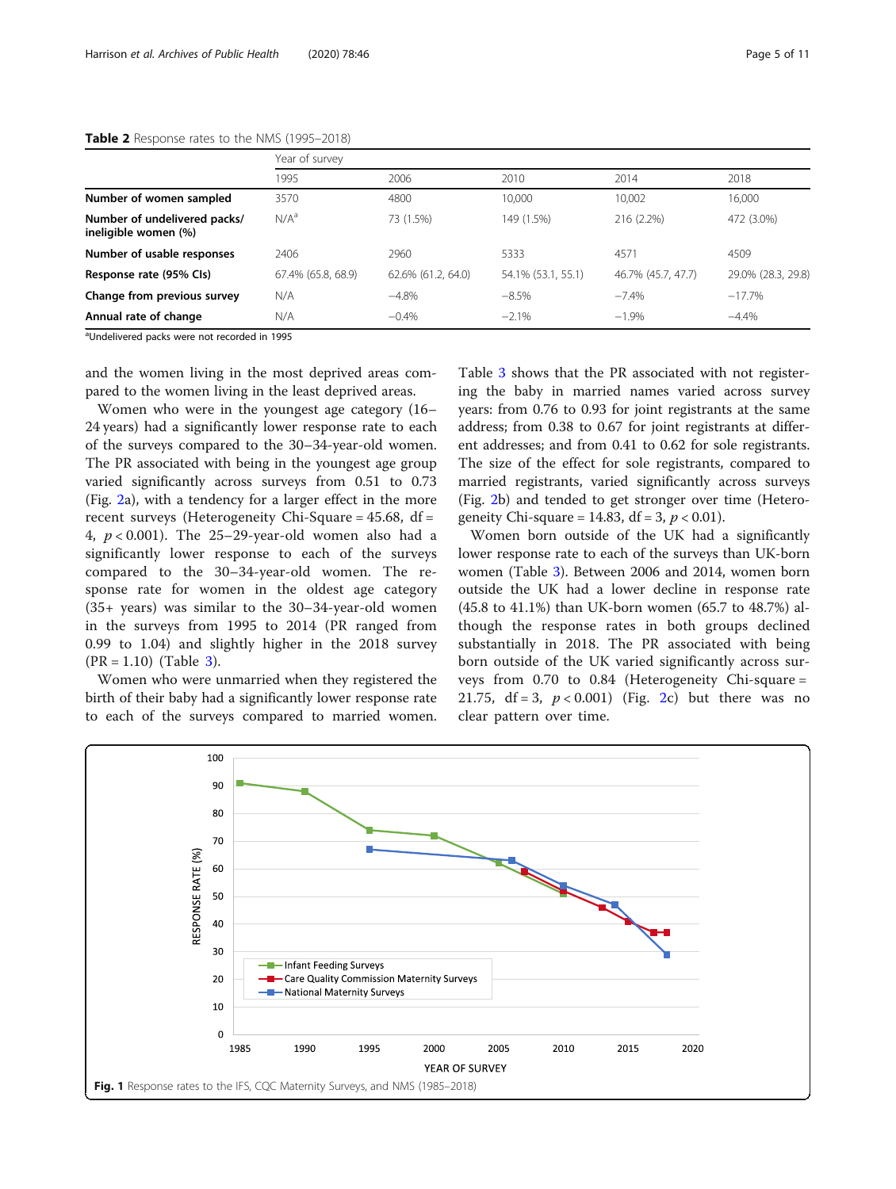**Table 2** Response rates to the NMS (1995–2018)

| | Year of survey | | | | |
|---|---|---|---|---|---|
| | 1995 | 2006 | 2010 | 2014 | 2018 |
| **Number of women sampled** | 3570 | 4800 | 10,000 | 10,002 | 16,000 |
| **Number of undelivered packs/ ineligible women (%)** | N/A[a] | 73 (1.5%) | 149 (1.5%) | 216 (2.2%) | 472 (3.0%) |
| **Number of usable responses** | 2406 | 2960 | 5333 | 4571 | 4509 |
| **Response rate (95% CIs)** | 67.4% (65.8, 68.9) | 62.6% (61.2, 64.0) | 54.1% (53.1, 55.1) | 46.7% (45.7, 47.7) | 29.0% (28.3, 29.8) |
| **Change from previous survey** | N/A | −4.8% | −8.5% | −7.4% | −17.7% |
| **Annual rate of change** | N/A | −0.4% | −2.1% | −1.9% | −4.4% |

[a]Undelivered packs were not recorded in 1995

and the women living in the most deprived areas compared to the women living in the least deprived areas.

Women who were in the youngest age category (16–24 years) had a significantly lower response rate to each of the surveys compared to the 30–34-year-old women. The PR associated with being in the youngest age group varied significantly across surveys from 0.51 to 0.73 (Fig. 2a), with a tendency for a larger effect in the more recent surveys (Heterogeneity Chi-Square = 45.68, df = 4, $p < 0.001$). The 25–29-year-old women also had a significantly lower response to each of the surveys compared to the 30–34-year-old women. The response rate for women in the oldest age category (35+ years) was similar to the 30–34-year-old women in the surveys from 1995 to 2014 (PR ranged from 0.99 to 1.04) and slightly higher in the 2018 survey (PR = 1.10) (Table 3).

Women who were unmarried when they registered the birth of their baby had a significantly lower response rate to each of the surveys compared to married women. Table 3 shows that the PR associated with not registering the baby in married names varied across survey years: from 0.76 to 0.93 for joint registrants at the same address; from 0.38 to 0.67 for joint registrants at different addresses; and from 0.41 to 0.62 for sole registrants. The size of the effect for sole registrants, compared to married registrants, varied significantly across surveys (Fig. 2b) and tended to get stronger over time (Heterogeneity Chi-square = 14.83, df = 3, $p < 0.01$).

Women born outside of the UK had a significantly lower response rate to each of the surveys than UK-born women (Table 3). Between 2006 and 2014, women born outside the UK had a lower decline in response rate (45.8 to 41.1%) than UK-born women (65.7 to 48.7%) although the response rates in both groups declined substantially in 2018. The PR associated with being born outside of the UK varied significantly across surveys from 0.70 to 0.84 (Heterogeneity Chi-square = 21.75, df = 3, $p < 0.001$) (Fig. 2c) but there was no clear pattern over time.

**Fig. 1** Response rates to the IFS, CQC Maternity Surveys, and NMS (1985–2018)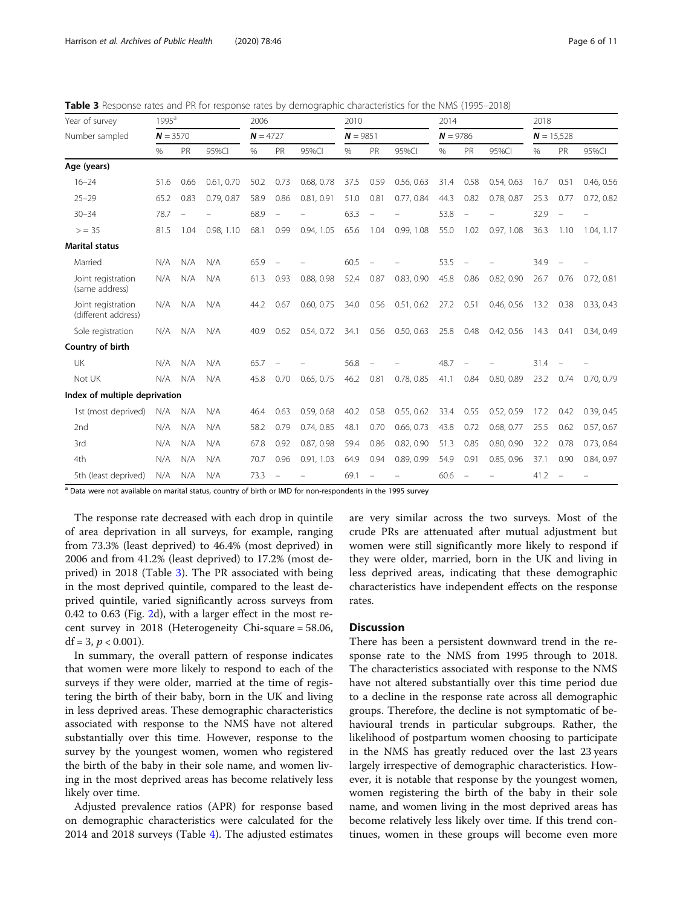**Table 3** Response rates and PR for response rates by demographic characteristics for the NMS (1995–2018)

| Year of survey | 1995[a] | | | 2006 | | | 2010 | | | 2014 | | | 2018 | | |
|---|---|---|---|---|---|---|---|---|---|---|---|---|---|---|---|
| Number sampled | $N$ = 3570 | | | $N$ = 4727 | | | $N$ = 9851 | | | $N$ = 9786 | | | $N$ = 15,528 | | |
| | % | PR | 95%CI | % | PR | 95%CI | % | PR | 95%CI | % | PR | 95%CI | % | PR | 95%CI |
| **Age (years)** | | | | | | | | | | | | | | | |
| 16–24 | 51.6 | 0.66 | 0.61, 0.70 | 50.2 | 0.73 | 0.68, 0.78 | 37.5 | 0.59 | 0.56, 0.63 | 31.4 | 0.58 | 0.54, 0.63 | 16.7 | 0.51 | 0.46, 0.56 |
| 25–29 | 65.2 | 0.83 | 0.79, 0.87 | 58.9 | 0.86 | 0.81, 0.91 | 51.0 | 0.81 | 0.77, 0.84 | 44.3 | 0.82 | 0.78, 0.87 | 25.3 | 0.77 | 0.72, 0.82 |
| 30–34 | 78.7 | – | – | 68.9 | – | – | 63.3 | – | – | 53.8 | – | – | 32.9 | – | – |
| > = 35 | 81.5 | 1.04 | 0.98, 1.10 | 68.1 | 0.99 | 0.94, 1.05 | 65.6 | 1.04 | 0.99, 1.08 | 55.0 | 1.02 | 0.97, 1.08 | 36.3 | 1.10 | 1.04, 1.17 |
| **Marital status** | | | | | | | | | | | | | | | |
| Married | N/A | N/A | N/A | 65.9 | – | – | 60.5 | – | – | 53.5 | – | – | 34.9 | – | – |
| Joint registration (same address) | N/A | N/A | N/A | 61.3 | 0.93 | 0.88, 0.98 | 52.4 | 0.87 | 0.83, 0.90 | 45.8 | 0.86 | 0.82, 0.90 | 26.7 | 0.76 | 0.72, 0.81 |
| Joint registration (different address) | N/A | N/A | N/A | 44.2 | 0.67 | 0.60, 0.75 | 34.0 | 0.56 | 0.51, 0.62 | 27.2 | 0.51 | 0.46, 0.56 | 13.2 | 0.38 | 0.33, 0.43 |
| Sole registration | N/A | N/A | N/A | 40.9 | 0.62 | 0.54, 0.72 | 34.1 | 0.56 | 0.50, 0.63 | 25.8 | 0.48 | 0.42, 0.56 | 14.3 | 0.41 | 0.34, 0.49 |
| **Country of birth** | | | | | | | | | | | | | | | |
| UK | N/A | N/A | N/A | 65.7 | – | – | 56.8 | – | – | 48.7 | – | – | 31.4 | – | – |
| Not UK | N/A | N/A | N/A | 45.8 | 0.70 | 0.65, 0.75 | 46.2 | 0.81 | 0.78, 0.85 | 41.1 | 0.84 | 0.80, 0.89 | 23.2 | 0.74 | 0.70, 0.79 |
| **Index of multiple deprivation** | | | | | | | | | | | | | | | |
| 1st (most deprived) | N/A | N/A | N/A | 46.4 | 0.63 | 0.59, 0.68 | 40.2 | 0.58 | 0.55, 0.62 | 33.4 | 0.55 | 0.52, 0.59 | 17.2 | 0.42 | 0.39, 0.45 |
| 2nd | N/A | N/A | N/A | 58.2 | 0.79 | 0.74, 0.85 | 48.1 | 0.70 | 0.66, 0.73 | 43.8 | 0.72 | 0.68, 0.77 | 25.5 | 0.62 | 0.57, 0.67 |
| 3rd | N/A | N/A | N/A | 67.8 | 0.92 | 0.87, 0.98 | 59.4 | 0.86 | 0.82, 0.90 | 51.3 | 0.85 | 0.80, 0.90 | 32.2 | 0.78 | 0.73, 0.84 |
| 4th | N/A | N/A | N/A | 70.7 | 0.96 | 0.91, 1.03 | 64.9 | 0.94 | 0.89, 0.99 | 54.9 | 0.91 | 0.85, 0.96 | 37.1 | 0.90 | 0.84, 0.97 |
| 5th (least deprived) | N/A | N/A | N/A | 73.3 | – | – | 69.1 | – | – | 60.6 | – | – | 41.2 | – | – |

[a] Data were not available on marital status, country of birth or IMD for non-respondents in the 1995 survey

The response rate decreased with each drop in quintile of area deprivation in all surveys, for example, ranging from 73.3% (least deprived) to 46.4% (most deprived) in 2006 and from 41.2% (least deprived) to 17.2% (most deprived) in 2018 (Table 3). The PR associated with being in the most deprived quintile, compared to the least deprived quintile, varied significantly across surveys from 0.42 to 0.63 (Fig. 2d), with a larger effect in the most recent survey in 2018 (Heterogeneity Chi-square = 58.06, df = 3, $p < 0.001$).

In summary, the overall pattern of response indicates that women were more likely to respond to each of the surveys if they were older, married at the time of registering the birth of their baby, born in the UK and living in less deprived areas. These demographic characteristics associated with response to the NMS have not altered substantially over this time. However, response to the survey by the youngest women, women who registered the birth of the baby in their sole name, and women living in the most deprived areas has become relatively less likely over time.

Adjusted prevalence ratios (APR) for response based on demographic characteristics were calculated for the 2014 and 2018 surveys (Table 4). The adjusted estimates are very similar across the two surveys. Most of the crude PRs are attenuated after mutual adjustment but women were still significantly more likely to respond if they were older, married, born in the UK and living in less deprived areas, indicating that these demographic characteristics have independent effects on the response rates.

## Discussion

There has been a persistent downward trend in the response rate to the NMS from 1995 through to 2018. The characteristics associated with response to the NMS have not altered substantially over this time period due to a decline in the response rate across all demographic groups. Therefore, the decline is not symptomatic of behavioural trends in particular subgroups. Rather, the likelihood of postpartum women choosing to participate in the NMS has greatly reduced over the last 23 years largely irrespective of demographic characteristics. However, it is notable that response by the youngest women, women registering the birth of the baby in their sole name, and women living in the most deprived areas has become relatively less likely over time. If this trend continues, women in these groups will become even more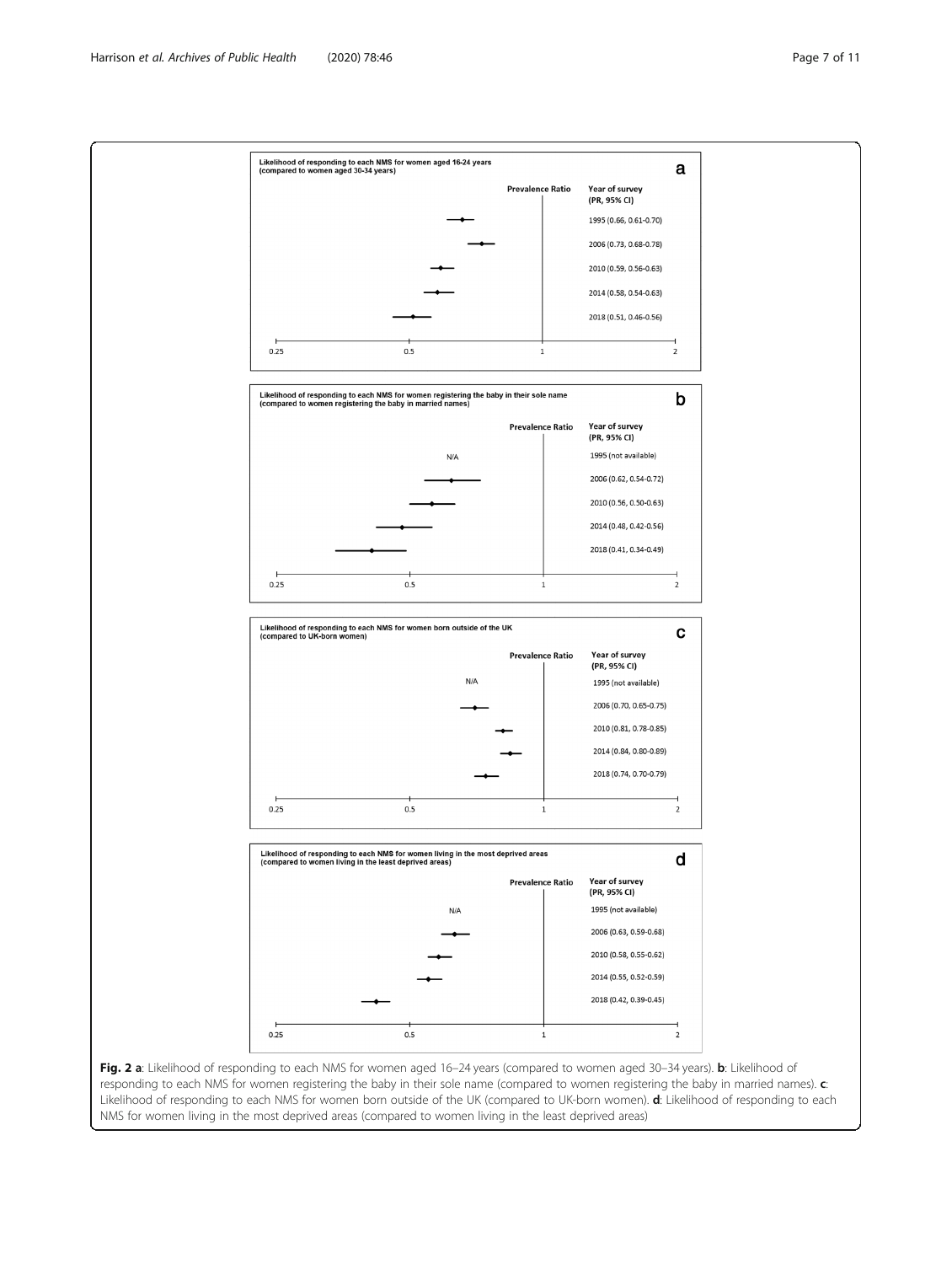**Likelihood of responding to each NMS for women aged 16-24 years (compared to women aged 30-34 years)** **a**

| Year of survey (PR, 95% CI) |
|---|
| 1995 (0.66, 0.61-0.70) |
| 2006 (0.73, 0.68-0.78) |
| 2010 (0.59, 0.56-0.63) |
| 2014 (0.58, 0.54-0.63) |
| 2018 (0.51, 0.46-0.56) |

**Likelihood of responding to each NMS for women registering the baby in their sole name (compared to women registering the baby in married names)** **b**

| Year of survey (PR, 95% CI) |
|---|
| 1995 (not available) |
| 2006 (0.62, 0.54-0.72) |
| 2010 (0.56, 0.50-0.63) |
| 2014 (0.48, 0.42-0.56) |
| 2018 (0.41, 0.34-0.49) |

**Likelihood of responding to each NMS for women born outside of the UK (compared to UK-born women)** **c**

| Year of survey (PR, 95% CI) |
|---|
| 1995 (not available) |
| 2006 (0.70, 0.65-0.75) |
| 2010 (0.81, 0.78-0.85) |
| 2014 (0.84, 0.80-0.89) |
| 2018 (0.74, 0.70-0.79) |

**Likelihood of responding to each NMS for women living in the most deprived areas (compared to women living in the least deprived areas)** **d**

| Year of survey (PR, 95% CI) |
|---|
| 1995 (not available) |
| 2006 (0.63, 0.59-0.68) |
| 2010 (0.58, 0.55-0.62) |
| 2014 (0.55, 0.52-0.59) |
| 2018 (0.42, 0.39-0.45) |

**Fig. 2 a**: Likelihood of responding to each NMS for women aged 16–24 years (compared to women aged 30–34 years). **b**: Likelihood of responding to each NMS for women registering the baby in their sole name (compared to women registering the baby in married names). **c**: Likelihood of responding to each NMS for women born outside of the UK (compared to UK-born women). **d**: Likelihood of responding to each NMS for women living in the most deprived areas (compared to women living in the least deprived areas)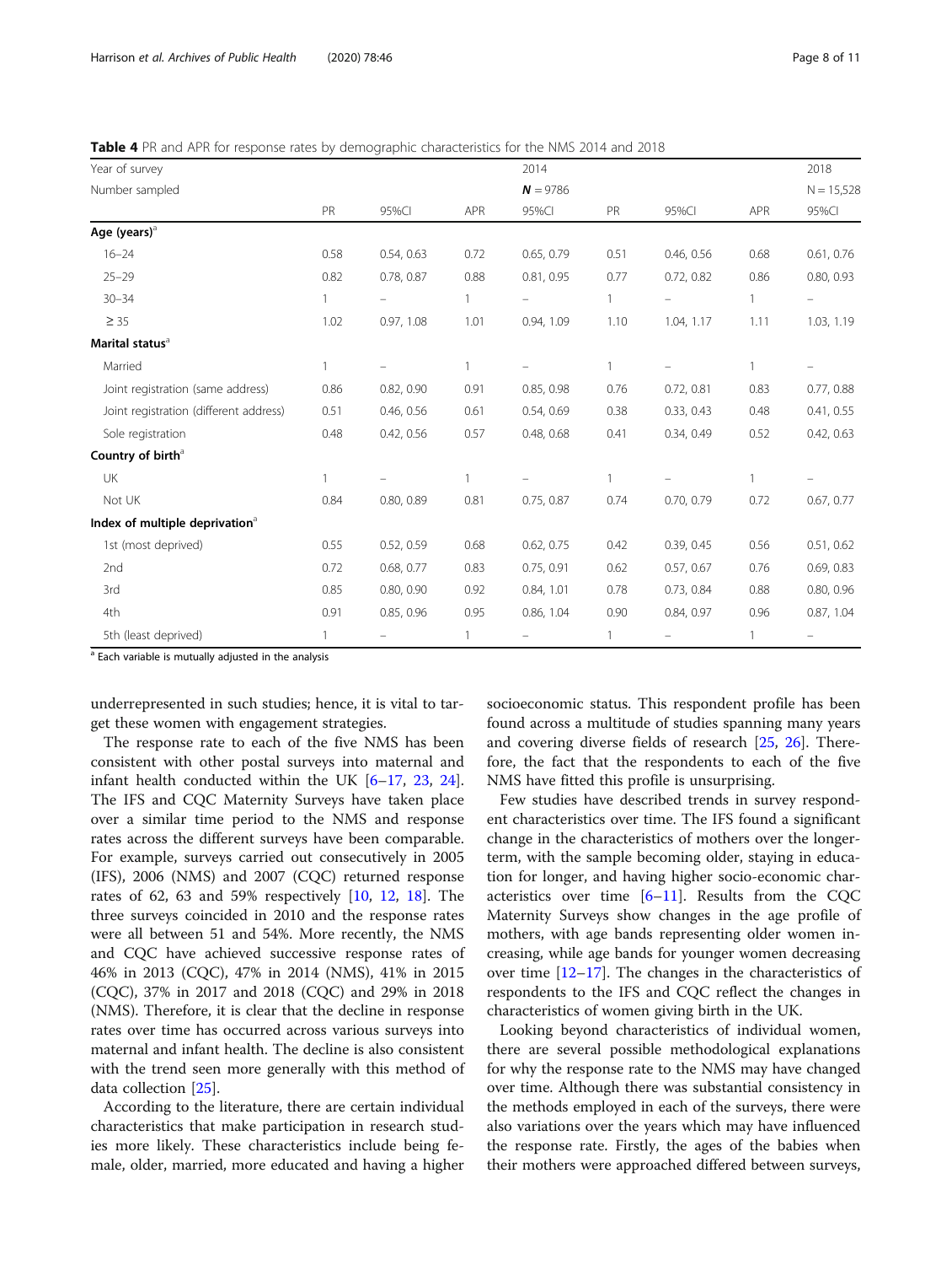**Table 4** PR and APR for response rates by demographic characteristics for the NMS 2014 and 2018

| Year of survey | | | 2014 | | | | 2018 | |
|---|---|---|---|---|---|---|---|---|
| Number sampled | | | ***N*** **= 9786** | | | | N = 15,528 | |
| | PR | 95%CI | APR | 95%CI | PR | 95%CI | APR | 95%CI |
| **Age (years)**[a] | | | | | | | | |
| 16–24 | 0.58 | 0.54, 0.63 | 0.72 | 0.65, 0.79 | 0.51 | 0.46, 0.56 | 0.68 | 0.61, 0.76 |
| 25–29 | 0.82 | 0.78, 0.87 | 0.88 | 0.81, 0.95 | 0.77 | 0.72, 0.82 | 0.86 | 0.80, 0.93 |
| 30–34 | 1 | – | 1 | – | 1 | – | 1 | – |
| ≥ 35 | 1.02 | 0.97, 1.08 | 1.01 | 0.94, 1.09 | 1.10 | 1.04, 1.17 | 1.11 | 1.03, 1.19 |
| **Marital status**[a] | | | | | | | | |
| Married | 1 | – | 1 | – | 1 | – | 1 | – |
| Joint registration (same address) | 0.86 | 0.82, 0.90 | 0.91 | 0.85, 0.98 | 0.76 | 0.72, 0.81 | 0.83 | 0.77, 0.88 |
| Joint registration (different address) | 0.51 | 0.46, 0.56 | 0.61 | 0.54, 0.69 | 0.38 | 0.33, 0.43 | 0.48 | 0.41, 0.55 |
| Sole registration | 0.48 | 0.42, 0.56 | 0.57 | 0.48, 0.68 | 0.41 | 0.34, 0.49 | 0.52 | 0.42, 0.63 |
| **Country of birth**[a] | | | | | | | | |
| UK | 1 | – | 1 | – | 1 | – | 1 | – |
| Not UK | 0.84 | 0.80, 0.89 | 0.81 | 0.75, 0.87 | 0.74 | 0.70, 0.79 | 0.72 | 0.67, 0.77 |
| **Index of multiple deprivation**[a] | | | | | | | | |
| 1st (most deprived) | 0.55 | 0.52, 0.59 | 0.68 | 0.62, 0.75 | 0.42 | 0.39, 0.45 | 0.56 | 0.51, 0.62 |
| 2nd | 0.72 | 0.68, 0.77 | 0.83 | 0.75, 0.91 | 0.62 | 0.57, 0.67 | 0.76 | 0.69, 0.83 |
| 3rd | 0.85 | 0.80, 0.90 | 0.92 | 0.84, 1.01 | 0.78 | 0.73, 0.84 | 0.88 | 0.80, 0.96 |
| 4th | 0.91 | 0.85, 0.96 | 0.95 | 0.86, 1.04 | 0.90 | 0.84, 0.97 | 0.96 | 0.87, 1.04 |
| 5th (least deprived) | 1 | – | 1 | – | 1 | – | 1 | – |

[a] Each variable is mutually adjusted in the analysis

underrepresented in such studies; hence, it is vital to target these women with engagement strategies.

The response rate to each of the five NMS has been consistent with other postal surveys into maternal and infant health conducted within the UK [6–17, 23, 24]. The IFS and CQC Maternity Surveys have taken place over a similar time period to the NMS and response rates across the different surveys have been comparable. For example, surveys carried out consecutively in 2005 (IFS), 2006 (NMS) and 2007 (CQC) returned response rates of 62, 63 and 59% respectively [10, 12, 18]. The three surveys coincided in 2010 and the response rates were all between 51 and 54%. More recently, the NMS and CQC have achieved successive response rates of 46% in 2013 (CQC), 47% in 2014 (NMS), 41% in 2015 (CQC), 37% in 2017 and 2018 (CQC) and 29% in 2018 (NMS). Therefore, it is clear that the decline in response rates over time has occurred across various surveys into maternal and infant health. The decline is also consistent with the trend seen more generally with this method of data collection [25].

According to the literature, there are certain individual characteristics that make participation in research studies more likely. These characteristics include being female, older, married, more educated and having a higher socioeconomic status. This respondent profile has been found across a multitude of studies spanning many years and covering diverse fields of research [25, 26]. Therefore, the fact that the respondents to each of the five NMS have fitted this profile is unsurprising.

Few studies have described trends in survey respondent characteristics over time. The IFS found a significant change in the characteristics of mothers over the longer-term, with the sample becoming older, staying in education for longer, and having higher socio-economic characteristics over time [6–11]. Results from the CQC Maternity Surveys show changes in the age profile of mothers, with age bands representing older women increasing, while age bands for younger women decreasing over time [12–17]. The changes in the characteristics of respondents to the IFS and CQC reflect the changes in characteristics of women giving birth in the UK.

Looking beyond characteristics of individual women, there are several possible methodological explanations for why the response rate to the NMS may have changed over time. Although there was substantial consistency in the methods employed in each of the surveys, there were also variations over the years which may have influenced the response rate. Firstly, the ages of the babies when their mothers were approached differed between surveys,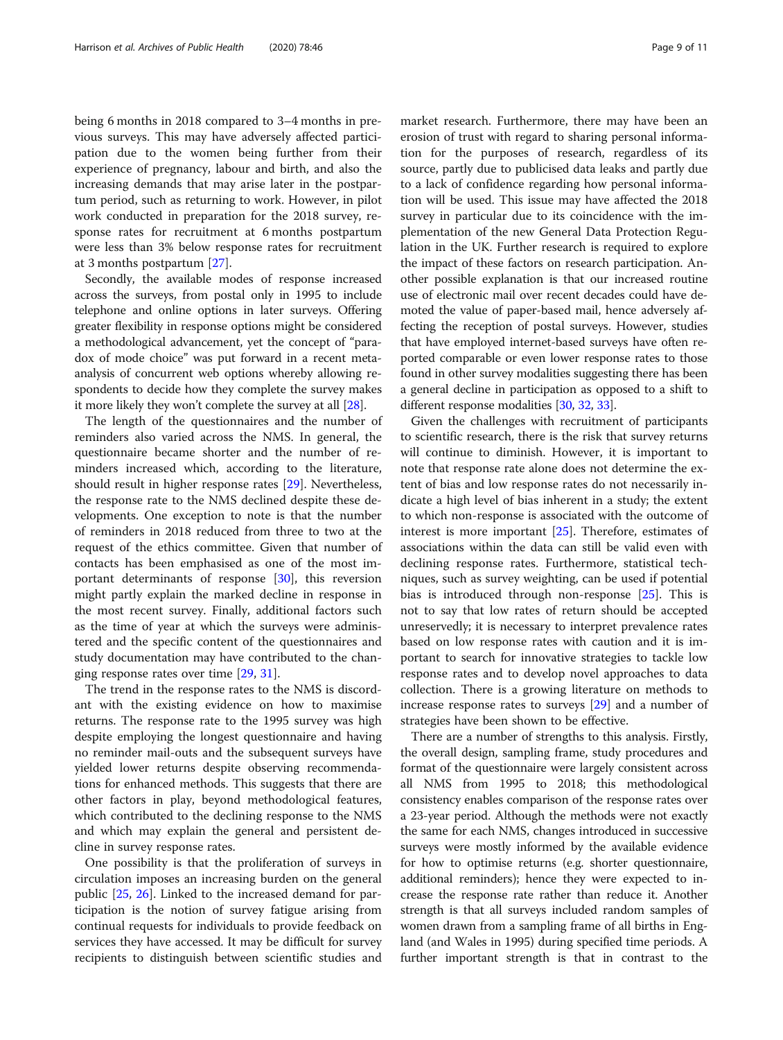being 6 months in 2018 compared to 3–4 months in previous surveys. This may have adversely affected participation due to the women being further from their experience of pregnancy, labour and birth, and also the increasing demands that may arise later in the postpartum period, such as returning to work. However, in pilot work conducted in preparation for the 2018 survey, response rates for recruitment at 6 months postpartum were less than 3% below response rates for recruitment at 3 months postpartum [27].

Secondly, the available modes of response increased across the surveys, from postal only in 1995 to include telephone and online options in later surveys. Offering greater flexibility in response options might be considered a methodological advancement, yet the concept of "paradox of mode choice" was put forward in a recent meta-analysis of concurrent web options whereby allowing respondents to decide how they complete the survey makes it more likely they won't complete the survey at all [28].

The length of the questionnaires and the number of reminders also varied across the NMS. In general, the questionnaire became shorter and the number of reminders increased which, according to the literature, should result in higher response rates [29]. Nevertheless, the response rate to the NMS declined despite these developments. One exception to note is that the number of reminders in 2018 reduced from three to two at the request of the ethics committee. Given that number of contacts has been emphasised as one of the most important determinants of response [30], this reversion might partly explain the marked decline in response in the most recent survey. Finally, additional factors such as the time of year at which the surveys were administered and the specific content of the questionnaires and study documentation may have contributed to the changing response rates over time [29, 31].

The trend in the response rates to the NMS is discordant with the existing evidence on how to maximise returns. The response rate to the 1995 survey was high despite employing the longest questionnaire and having no reminder mail-outs and the subsequent surveys have yielded lower returns despite observing recommendations for enhanced methods. This suggests that there are other factors in play, beyond methodological features, which contributed to the declining response to the NMS and which may explain the general and persistent decline in survey response rates.

One possibility is that the proliferation of surveys in circulation imposes an increasing burden on the general public [25, 26]. Linked to the increased demand for participation is the notion of survey fatigue arising from continual requests for individuals to provide feedback on services they have accessed. It may be difficult for survey recipients to distinguish between scientific studies and market research. Furthermore, there may have been an erosion of trust with regard to sharing personal information for the purposes of research, regardless of its source, partly due to publicised data leaks and partly due to a lack of confidence regarding how personal information will be used. This issue may have affected the 2018 survey in particular due to its coincidence with the implementation of the new General Data Protection Regulation in the UK. Further research is required to explore the impact of these factors on research participation. Another possible explanation is that our increased routine use of electronic mail over recent decades could have demoted the value of paper-based mail, hence adversely affecting the reception of postal surveys. However, studies that have employed internet-based surveys have often reported comparable or even lower response rates to those found in other survey modalities suggesting there has been a general decline in participation as opposed to a shift to different response modalities [30, 32, 33].

Given the challenges with recruitment of participants to scientific research, there is the risk that survey returns will continue to diminish. However, it is important to note that response rate alone does not determine the extent of bias and low response rates do not necessarily indicate a high level of bias inherent in a study; the extent to which non-response is associated with the outcome of interest is more important [25]. Therefore, estimates of associations within the data can still be valid even with declining response rates. Furthermore, statistical techniques, such as survey weighting, can be used if potential bias is introduced through non-response [25]. This is not to say that low rates of return should be accepted unreservedly; it is necessary to interpret prevalence rates based on low response rates with caution and it is important to search for innovative strategies to tackle low response rates and to develop novel approaches to data collection. There is a growing literature on methods to increase response rates to surveys [29] and a number of strategies have been shown to be effective.

There are a number of strengths to this analysis. Firstly, the overall design, sampling frame, study procedures and format of the questionnaire were largely consistent across all NMS from 1995 to 2018; this methodological consistency enables comparison of the response rates over a 23-year period. Although the methods were not exactly the same for each NMS, changes introduced in successive surveys were mostly informed by the available evidence for how to optimise returns (e.g. shorter questionnaire, additional reminders); hence they were expected to increase the response rate rather than reduce it. Another strength is that all surveys included random samples of women drawn from a sampling frame of all births in England (and Wales in 1995) during specified time periods. A further important strength is that in contrast to the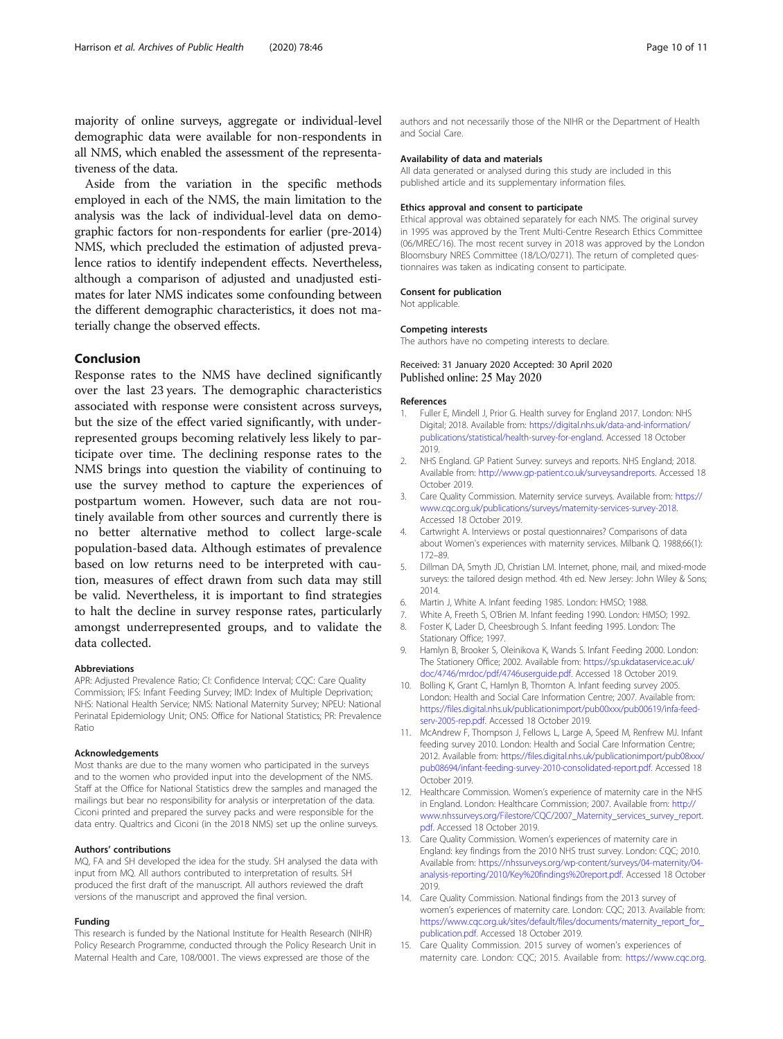majority of online surveys, aggregate or individual-level demographic data were available for non-respondents in all NMS, which enabled the assessment of the representativeness of the data.

Aside from the variation in the specific methods employed in each of the NMS, the main limitation to the analysis was the lack of individual-level data on demographic factors for non-respondents for earlier (pre-2014) NMS, which precluded the estimation of adjusted prevalence ratios to identify independent effects. Nevertheless, although a comparison of adjusted and unadjusted estimates for later NMS indicates some confounding between the different demographic characteristics, it does not materially change the observed effects.

## Conclusion

Response rates to the NMS have declined significantly over the last 23 years. The demographic characteristics associated with response were consistent across surveys, but the size of the effect varied significantly, with underrepresented groups becoming relatively less likely to participate over time. The declining response rates to the NMS brings into question the viability of continuing to use the survey method to capture the experiences of postpartum women. However, such data are not routinely available from other sources and currently there is no better alternative method to collect large-scale population-based data. Although estimates of prevalence based on low returns need to be interpreted with caution, measures of effect drawn from such data may still be valid. Nevertheless, it is important to find strategies to halt the decline in survey response rates, particularly amongst underrepresented groups, and to validate the data collected.

#### Abbreviations

APR: Adjusted Prevalence Ratio; CI: Confidence Interval; CQC: Care Quality Commission; IFS: Infant Feeding Survey; IMD: Index of Multiple Deprivation; NHS: National Health Service; NMS: National Maternity Survey; NPEU: National Perinatal Epidemiology Unit; ONS: Office for National Statistics; PR: Prevalence Ratio

#### Acknowledgements

Most thanks are due to the many women who participated in the surveys and to the women who provided input into the development of the NMS. Staff at the Office for National Statistics drew the samples and managed the mailings but bear no responsibility for analysis or interpretation of the data. Ciconi printed and prepared the survey packs and were responsible for the data entry. Qualtrics and Ciconi (in the 2018 NMS) set up the online surveys.

#### Authors' contributions

MQ, FA and SH developed the idea for the study. SH analysed the data with input from MQ. All authors contributed to interpretation of results. SH produced the first draft of the manuscript. All authors reviewed the draft versions of the manuscript and approved the final version.

#### Funding

This research is funded by the National Institute for Health Research (NIHR) Policy Research Programme, conducted through the Policy Research Unit in Maternal Health and Care, 108/0001. The views expressed are those of the authors and not necessarily those of the NIHR or the Department of Health and Social Care.

#### Availability of data and materials

All data generated or analysed during this study are included in this published article and its supplementary information files.

#### Ethics approval and consent to participate

Ethical approval was obtained separately for each NMS. The original survey in 1995 was approved by the Trent Multi-Centre Research Ethics Committee (06/MREC/16). The most recent survey in 2018 was approved by the London Bloomsbury NRES Committee (18/LO/0271). The return of completed questionnaires was taken as indicating consent to participate.

#### Consent for publication

Not applicable.

#### Competing interests

The authors have no competing interests to declare.

Received: 31 January 2020 Accepted: 30 April 2020
Published online: 25 May 2020

#### References

1. Fuller E, Mindell J, Prior G. Health survey for England 2017. London: NHS Digital; 2018. Available from: https://digital.nhs.uk/data-and-information/publications/statistical/health-survey-for-england. Accessed 18 October 2019.
2. NHS England. GP Patient Survey: surveys and reports. NHS England; 2018. Available from: http://www.gp-patient.co.uk/surveysandreports. Accessed 18 October 2019.
3. Care Quality Commission. Maternity service surveys. Available from: https://www.cqc.org.uk/publications/surveys/maternity-services-survey-2018. Accessed 18 October 2019.
4. Cartwright A. Interviews or postal questionnaires? Comparisons of data about Women's experiences with maternity services. Milbank Q. 1988;66(1):172–89.
5. Dillman DA, Smyth JD, Christian LM. Internet, phone, mail, and mixed-mode surveys: the tailored design method. 4th ed. New Jersey: John Wiley & Sons; 2014.
6. Martin J, White A. Infant feeding 1985. London: HMSO; 1988.
7. White A, Freeth S, O'Brien M. Infant feeding 1990. London: HMSO; 1992.
8. Foster K, Lader D, Cheesbrough S. Infant feeding 1995. London: The Stationary Office; 1997.
9. Hamlyn B, Brooker S, Oleinikova K, Wands S. Infant Feeding 2000. London: The Stationery Office; 2002. Available from: https://sp.ukdataservice.ac.uk/doc/4746/mrdoc/pdf/4746userguide.pdf. Accessed 18 October 2019.
10. Bolling K, Grant C, Hamlyn B, Thornton A. Infant feeding survey 2005. London: Health and Social Care Information Centre; 2007. Available from: https://files.digital.nhs.uk/publicationimport/pub00xxx/pub00619/infa-feed-serv-2005-rep.pdf. Accessed 18 October 2019.
11. McAndrew F, Thompson J, Fellows L, Large A, Speed M, Renfrew MJ. Infant feeding survey 2010. London: Health and Social Care Information Centre; 2012. Available from: https://files.digital.nhs.uk/publicationimport/pub08xxx/pub08694/infant-feeding-survey-2010-consolidated-report.pdf. Accessed 18 October 2019.
12. Healthcare Commission. Women's experience of maternity care in the NHS in England. London: Healthcare Commission; 2007. Available from: http://www.nhssurveys.org/Filestore/CQC/2007_Maternity_services_survey_report.pdf. Accessed 18 October 2019.
13. Care Quality Commission. Women's experiences of maternity care in England: key findings from the 2010 NHS trust survey. London: CQC; 2010. Available from: https://nhssurveys.org/wp-content/surveys/04-maternity/04-analysis-reporting/2010/Key%20findings%20report.pdf. Accessed 18 October 2019.
14. Care Quality Commission. National findings from the 2013 survey of women's experiences of maternity care. London: CQC; 2013. Available from: https://www.cqc.org.uk/sites/default/files/documents/maternity_report_for_publication.pdf. Accessed 18 October 2019.
15. Care Quality Commission. 2015 survey of women's experiences of maternity care. London: CQC; 2015. Available from: https://www.cqc.org.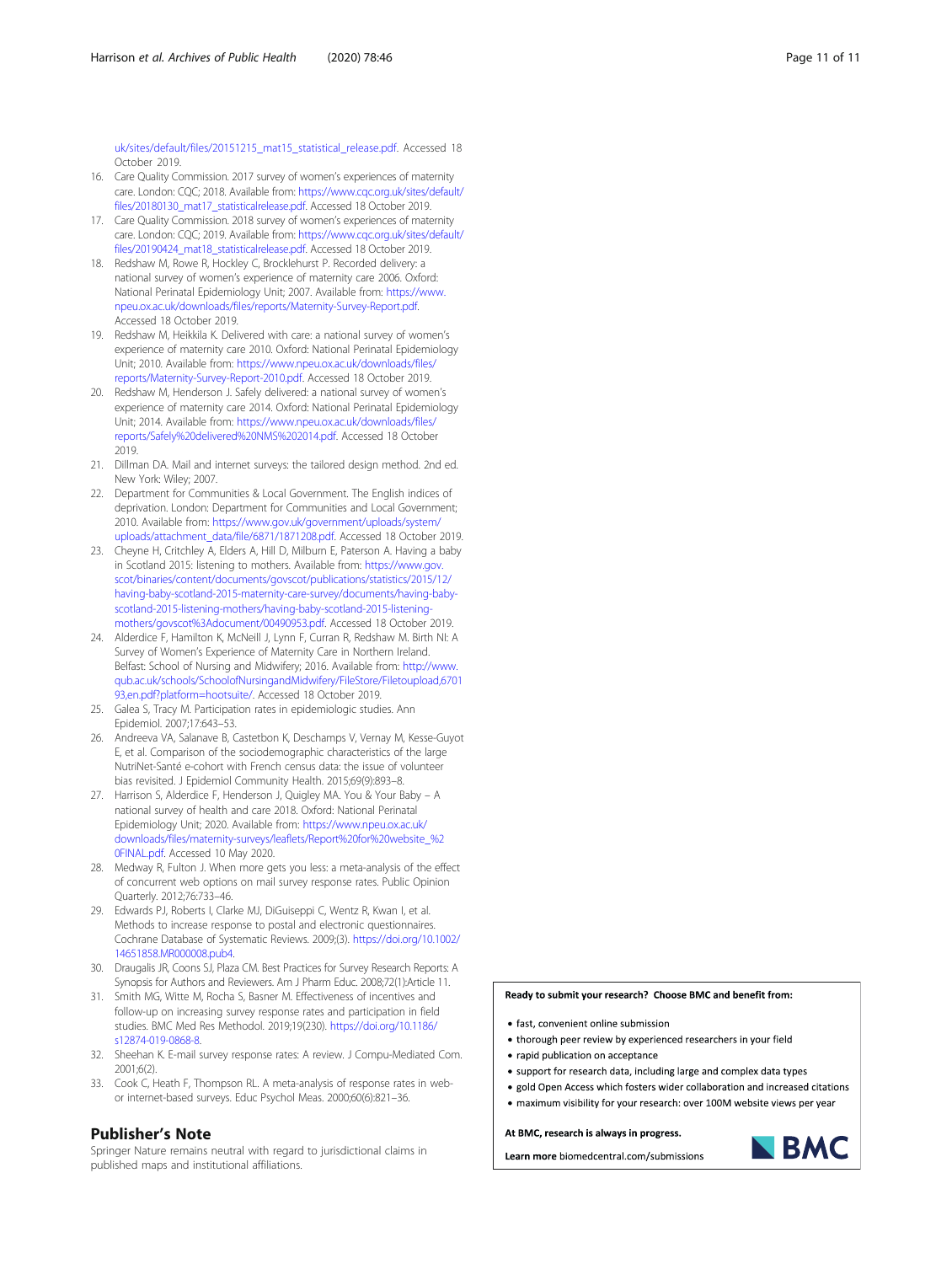uk/sites/default/files/20151215_mat15_statistical_release.pdf. Accessed 18 October 2019.

16. Care Quality Commission. 2017 survey of women's experiences of maternity care. London: CQC; 2018. Available from: https://www.cqc.org.uk/sites/default/files/20180130_mat17_statisticalrelease.pdf. Accessed 18 October 2019.
17. Care Quality Commission. 2018 survey of women's experiences of maternity care. London: CQC; 2019. Available from: https://www.cqc.org.uk/sites/default/files/20190424_mat18_statisticalrelease.pdf. Accessed 18 October 2019.
18. Redshaw M, Rowe R, Hockley C, Brocklehurst P. Recorded delivery: a national survey of women's experience of maternity care 2006. Oxford: National Perinatal Epidemiology Unit; 2007. Available from: https://www.npeu.ox.ac.uk/downloads/files/reports/Maternity-Survey-Report.pdf. Accessed 18 October 2019.
19. Redshaw M, Heikkila K. Delivered with care: a national survey of women's experience of maternity care 2010. Oxford: National Perinatal Epidemiology Unit; 2010. Available from: https://www.npeu.ox.ac.uk/downloads/files/reports/Maternity-Survey-Report-2010.pdf. Accessed 18 October 2019.
20. Redshaw M, Henderson J. Safely delivered: a national survey of women's experience of maternity care 2014. Oxford: National Perinatal Epidemiology Unit; 2014. Available from: https://www.npeu.ox.ac.uk/downloads/files/reports/Safely%20delivered%20NMS%202014.pdf. Accessed 18 October 2019.
21. Dillman DA. Mail and internet surveys: the tailored design method. 2nd ed. New York: Wiley; 2007.
22. Department for Communities & Local Government. The English indices of deprivation. London: Department for Communities and Local Government; 2010. Available from: https://www.gov.uk/government/uploads/system/uploads/attachment_data/file/6871/1871208.pdf. Accessed 18 October 2019.
23. Cheyne H, Critchley A, Elders A, Hill D, Milburn E, Paterson A. Having a baby in Scotland 2015: listening to mothers. Available from: https://www.gov.scot/binaries/content/documents/govscot/publications/statistics/2015/12/having-baby-scotland-2015-maternity-care-survey/documents/having-baby-scotland-2015-listening-mothers/having-baby-scotland-2015-listening-mothers/govscot%3Adocument/00490953.pdf. Accessed 18 October 2019.
24. Alderdice F, Hamilton K, McNeill J, Lynn F, Curran R, Redshaw M. Birth NI: A Survey of Women's Experience of Maternity Care in Northern Ireland. Belfast: School of Nursing and Midwifery; 2016. Available from: http://www.qub.ac.uk/schools/SchoolofNursingandMidwifery/FileStore/Filetoupload,670193,en.pdf?platform=hootsuite/. Accessed 18 October 2019.
25. Galea S, Tracy M. Participation rates in epidemiologic studies. Ann Epidemiol. 2007;17:643–53.
26. Andreeva VA, Salanave B, Castetbon K, Deschamps V, Vernay M, Kesse-Guyot E, et al. Comparison of the sociodemographic characteristics of the large NutriNet-Santé e-cohort with French census data: the issue of volunteer bias revisited. J Epidemiol Community Health. 2015;69(9):893–8.
27. Harrison S, Alderdice F, Henderson J, Quigley MA. You & Your Baby – A national survey of health and care 2018. Oxford: National Perinatal Epidemiology Unit; 2020. Available from: https://www.npeu.ox.ac.uk/downloads/files/maternity-surveys/leaflets/Report%20for%20website_%20FINAL.pdf. Accessed 10 May 2020.
28. Medway R, Fulton J. When more gets you less: a meta-analysis of the effect of concurrent web options on mail survey response rates. Public Opinion Quarterly. 2012;76:733–46.
29. Edwards PJ, Roberts I, Clarke MJ, DiGuiseppi C, Wentz R, Kwan I, et al. Methods to increase response to postal and electronic questionnaires. Cochrane Database of Systematic Reviews. 2009;(3). https://doi.org/10.1002/14651858.MR000008.pub4.
30. Draugalis JR, Coons SJ, Plaza CM. Best Practices for Survey Research Reports: A Synopsis for Authors and Reviewers. Am J Pharm Educ. 2008;72(1):Article 11.
31. Smith MG, Witte M, Rocha S, Basner M. Effectiveness of incentives and follow-up on increasing survey response rates and participation in field studies. BMC Med Res Methodol. 2019;19(230). https://doi.org/10.1186/s12874-019-0868-8.
32. Sheehan K. E-mail survey response rates: A review. J Compu-Mediated Com. 2001;6(2).
33. Cook C, Heath F, Thompson RL. A meta-analysis of response rates in web- or internet-based surveys. Educ Psychol Meas. 2000;60(6):821–36.

## Publisher's Note

Springer Nature remains neutral with regard to jurisdictional claims in published maps and institutional affiliations.

**Ready to submit your research? Choose BMC and benefit from:**

- fast, convenient online submission
- thorough peer review by experienced researchers in your field
- rapid publication on acceptance
- support for research data, including large and complex data types
- gold Open Access which fosters wider collaboration and increased citations
- maximum visibility for your research: over 100M website views per year

**At BMC, research is always in progress.**

**Learn more** biomedcentral.com/submissions